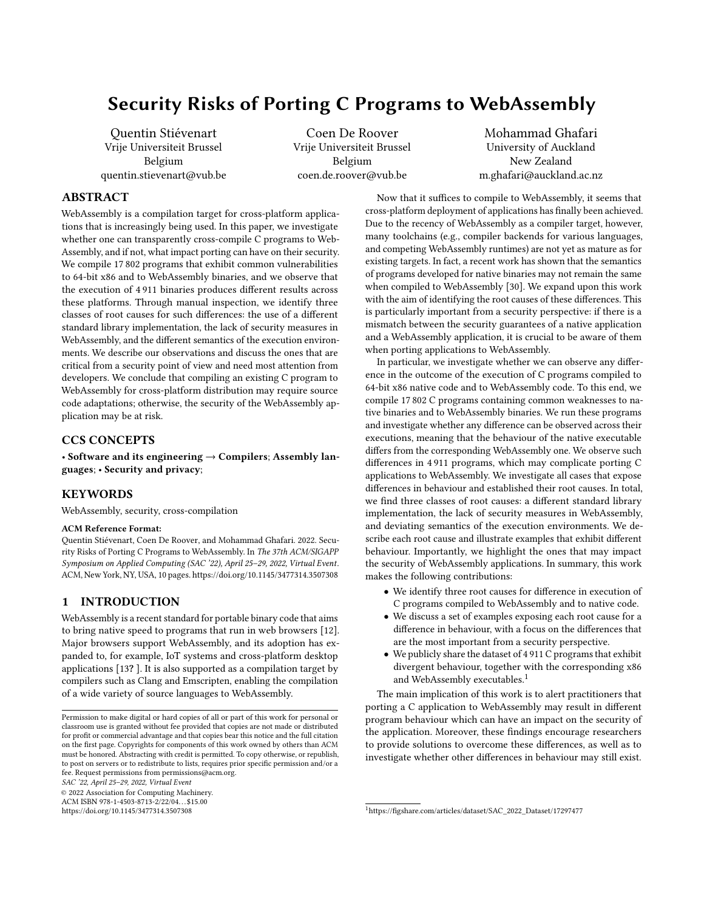# Security Risks of Porting C Programs to WebAssembly

Quentin Stiévenart
Vrije Universiteit Brussel
Belgium
quentin.stievenart@vub.be

Coen De Roover
Vrije Universiteit Brussel
Belgium
coen.de.roover@vub.be

Mohammad Ghafari
University of Auckland
New Zealand
m.ghafari@auckland.ac.nz

## ABSTRACT

WebAssembly is a compilation target for cross-platform applications that is increasingly being used. In this paper, we investigate whether one can transparently cross-compile C programs to WebAssembly, and if not, what impact porting can have on their security. We compile 17 802 programs that exhibit common vulnerabilities to 64-bit x86 and to WebAssembly binaries, and we observe that the execution of 4 911 binaries produces different results across these platforms. Through manual inspection, we identify three classes of root causes for such differences: the use of a different standard library implementation, the lack of security measures in WebAssembly, and the different semantics of the execution environments. We describe our observations and discuss the ones that are critical from a security point of view and need most attention from developers. We conclude that compiling an existing C program to WebAssembly for cross-platform distribution may require source code adaptations; otherwise, the security of the WebAssembly application may be at risk.

## CCS CONCEPTS

• **Software and its engineering** → **Compilers**; **Assembly languages**; • **Security and privacy**;

## KEYWORDS

WebAssembly, security, cross-compilation

**ACM Reference Format:**
Quentin Stiévenart, Coen De Roover, and Mohammad Ghafari. 2022. Security Risks of Porting C Programs to WebAssembly. In *The 37th ACM/SIGAPP Symposium on Applied Computing (SAC '22), April 25–29, 2022, Virtual Event*. ACM, New York, NY, USA, 10 pages. https://doi.org/10.1145/3477314.3507308

## 1 INTRODUCTION

WebAssembly is a recent standard for portable binary code that aims to bring native speed to programs that run in web browsers [12]. Major browsers support WebAssembly, and its adoption has expanded to, for example, IoT systems and cross-platform desktop applications [13**?** ]. It is also supported as a compilation target by compilers such as Clang and Emscripten, enabling the compilation of a wide variety of source languages to WebAssembly.

Now that it suffices to compile to WebAssembly, it seems that cross-platform deployment of applications has finally been achieved. Due to the recency of WebAssembly as a compiler target, however, many toolchains (e.g., compiler backends for various languages, and competing WebAssembly runtimes) are not yet as mature as for existing targets. In fact, a recent work has shown that the semantics of programs developed for native binaries may not remain the same when compiled to WebAssembly [30]. We expand upon this work with the aim of identifying the root causes of these differences. This is particularly important from a security perspective: if there is a mismatch between the security guarantees of a native application and a WebAssembly application, it is crucial to be aware of them when porting applications to WebAssembly.

In particular, we investigate whether we can observe any difference in the outcome of the execution of C programs compiled to 64-bit x86 native code and to WebAssembly code. To this end, we compile 17 802 C programs containing common weaknesses to native binaries and to WebAssembly binaries. We run these programs and investigate whether any difference can be observed across their executions, meaning that the behaviour of the native executable differs from the corresponding WebAssembly one. We observe such differences in 4 911 programs, which may complicate porting C applications to WebAssembly. We investigate all cases that expose differences in behaviour and established their root causes. In total, we find three classes of root causes: a different standard library implementation, the lack of security measures in WebAssembly, and deviating semantics of the execution environments. We describe each root cause and illustrate examples that exhibit different behaviour. Importantly, we highlight the ones that may impact the security of WebAssembly applications. In summary, this work makes the following contributions:

- We identify three root causes for difference in execution of C programs compiled to WebAssembly and to native code.
- We discuss a set of examples exposing each root cause for a difference in behaviour, with a focus on the differences that are the most important from a security perspective.
- We publicly share the dataset of 4 911 C programs that exhibit divergent behaviour, together with the corresponding x86 and WebAssembly executables.[1]

The main implication of this work is to alert practitioners that porting a C application to WebAssembly may result in different program behaviour which can have an impact on the security of the application. Moreover, these findings encourage researchers to provide solutions to overcome these differences, as well as to investigate whether other differences in behaviour may still exist.

---

Permission to make digital or hard copies of all or part of this work for personal or classroom use is granted without fee provided that copies are not made or distributed for profit or commercial advantage and that copies bear this notice and the full citation on the first page. Copyrights for components of this work owned by others than ACM must be honored. Abstracting with credit is permitted. To copy otherwise, or republish, to post on servers or to redistribute to lists, requires prior specific permission and/or a fee. Request permissions from permissions@acm.org.
*SAC '22, April 25–29, 2022, Virtual Event*
© 2022 Association for Computing Machinery.
ACM ISBN 978-1-4503-8713-2/22/04…$15.00
https://doi.org/10.1145/3477314.3507308

[1] https://figshare.com/articles/dataset/SAC_2022_Dataset/17297477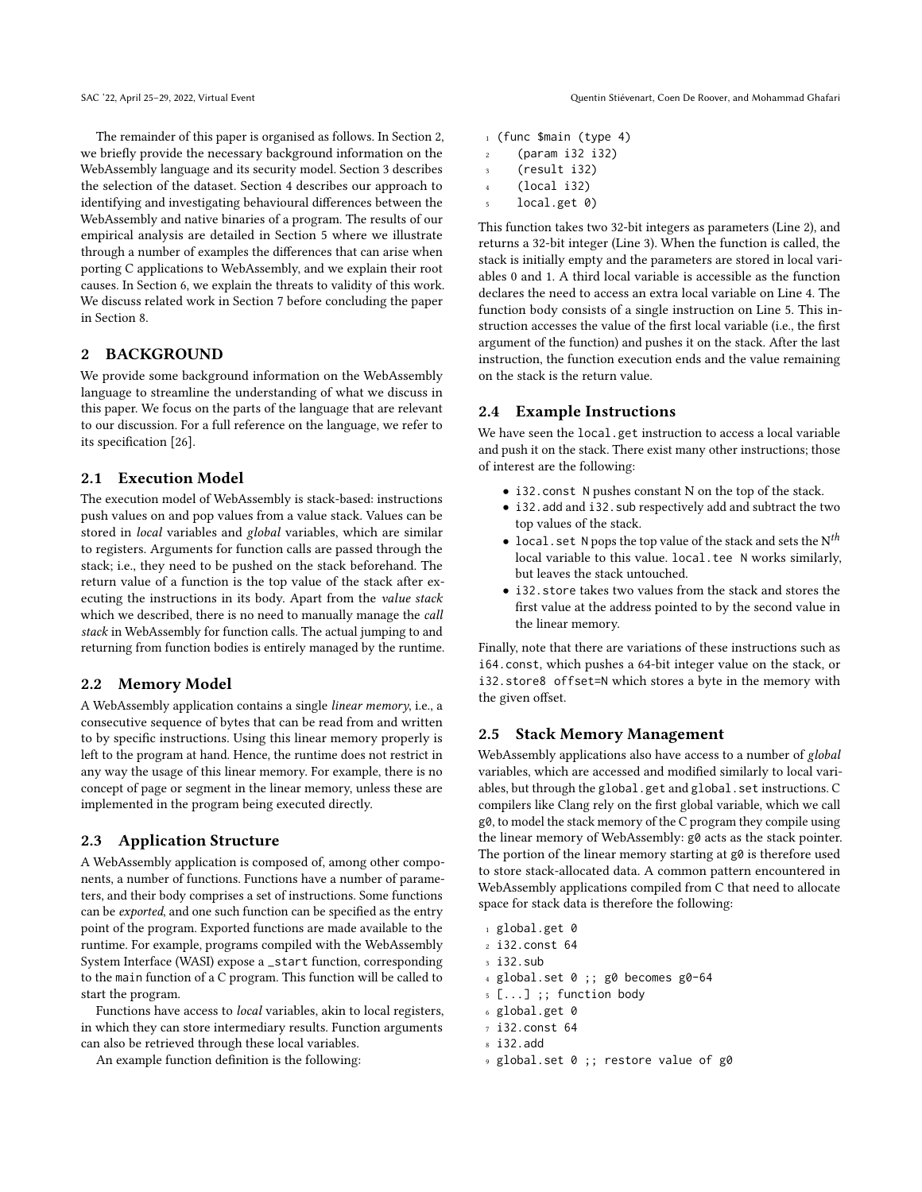The remainder of this paper is organised as follows. In Section 2, we briefly provide the necessary background information on the WebAssembly language and its security model. Section 3 describes the selection of the dataset. Section 4 describes our approach to identifying and investigating behavioural differences between the WebAssembly and native binaries of a program. The results of our empirical analysis are detailed in Section 5 where we illustrate through a number of examples the differences that can arise when porting C applications to WebAssembly, and we explain their root causes. In Section 6, we explain the threats to validity of this work. We discuss related work in Section 7 before concluding the paper in Section 8.

## 2 BACKGROUND

We provide some background information on the WebAssembly language to streamline the understanding of what we discuss in this paper. We focus on the parts of the language that are relevant to our discussion. For a full reference on the language, we refer to its specification [26].

### 2.1 Execution Model

The execution model of WebAssembly is stack-based: instructions push values on and pop values from a value stack. Values can be stored in *local* variables and *global* variables, which are similar to registers. Arguments for function calls are passed through the stack; i.e., they need to be pushed on the stack beforehand. The return value of a function is the top value of the stack after executing the instructions in its body. Apart from the *value stack* which we described, there is no need to manually manage the *call stack* in WebAssembly for function calls. The actual jumping to and returning from function bodies is entirely managed by the runtime.

### 2.2 Memory Model

A WebAssembly application contains a single *linear memory*, i.e., a consecutive sequence of bytes that can be read from and written to by specific instructions. Using this linear memory properly is left to the program at hand. Hence, the runtime does not restrict in any way the usage of this linear memory. For example, there is no concept of page or segment in the linear memory, unless these are implemented in the program being executed directly.

### 2.3 Application Structure

A WebAssembly application is composed of, among other components, a number of functions. Functions have a number of parameters, and their body comprises a set of instructions. Some functions can be *exported*, and one such function can be specified as the entry point of the program. Exported functions are made available to the runtime. For example, programs compiled with the WebAssembly System Interface (WASI) expose a `_start` function, corresponding to the `main` function of a C program. This function will be called to start the program.

Functions have access to *local* variables, akin to local registers, in which they can store intermediary results. Function arguments can also be retrieved through these local variables.

An example function definition is the following:

```
1 (func $main (type 4)
2    (param i32 i32)
3    (result i32)
4    (local i32)
5    local.get 0)
```

This function takes two 32-bit integers as parameters (Line 2), and returns a 32-bit integer (Line 3). When the function is called, the stack is initially empty and the parameters are stored in local variables 0 and 1. A third local variable is accessible as the function declares the need to access an extra local variable on Line 4. The function body consists of a single instruction on Line 5. This instruction accesses the value of the first local variable (i.e., the first argument of the function) and pushes it on the stack. After the last instruction, the function execution ends and the value remaining on the stack is the return value.

### 2.4 Example Instructions

We have seen the `local.get` instruction to access a local variable and push it on the stack. There exist many other instructions; those of interest are the following:

- `i32.const N` pushes constant N on the top of the stack.
- `i32.add` and `i32.sub` respectively add and subtract the two top values of the stack.
- `local.set N` pops the top value of the stack and sets the $N^{th}$ local variable to this value. `local.tee N` works similarly, but leaves the stack untouched.
- `i32.store` takes two values from the stack and stores the first value at the address pointed to by the second value in the linear memory.

Finally, note that there are variations of these instructions such as `i64.const`, which pushes a 64-bit integer value on the stack, or `i32.store8 offset=N` which stores a byte in the memory with the given offset.

### 2.5 Stack Memory Management

WebAssembly applications also have access to a number of *global* variables, which are accessed and modified similarly to local variables, but through the `global.get` and `global.set` instructions. C compilers like Clang rely on the first global variable, which we call `g0`, to model the stack memory of the C program they compile using the linear memory of WebAssembly: `g0` acts as the stack pointer. The portion of the linear memory starting at `g0` is therefore used to store stack-allocated data. A common pattern encountered in WebAssembly applications compiled from C that need to allocate space for stack data is therefore the following:

```
1 global.get 0
2 i32.const 64
3 i32.sub
4 global.set 0 ;; g0 becomes g0-64
5 [...] ;; function body
6 global.get 0
7 i32.const 64
8 i32.add
9 global.set 0 ;; restore value of g0
```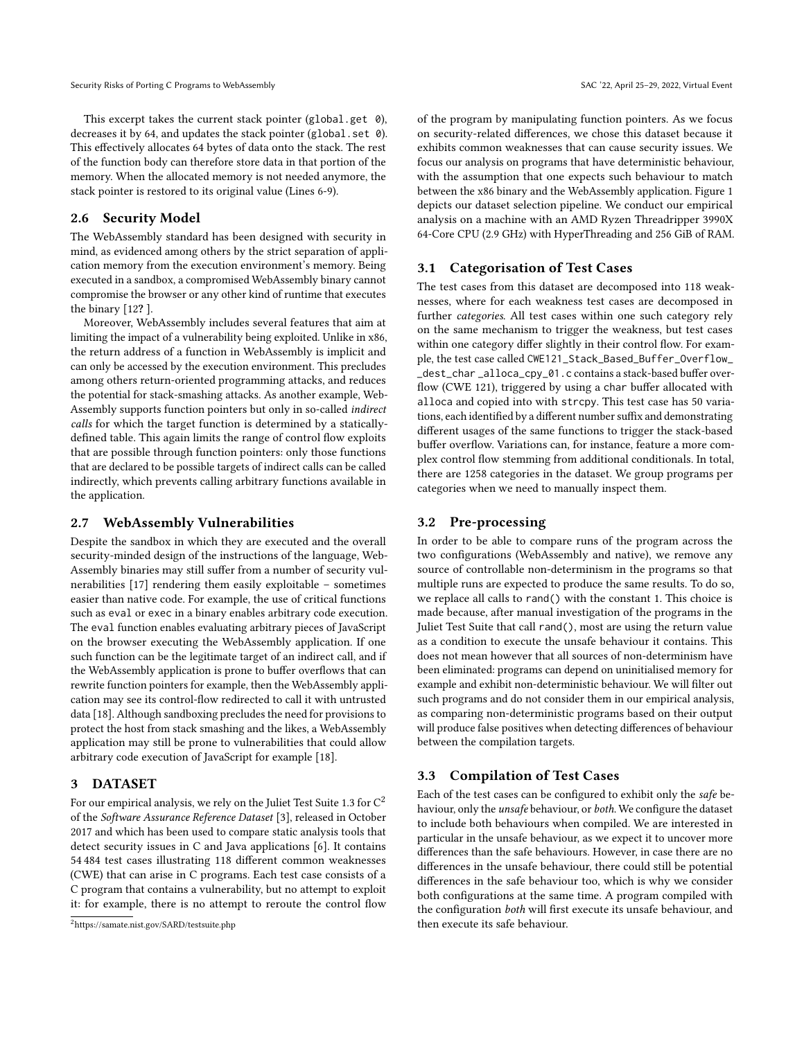This excerpt takes the current stack pointer (`global.get 0`), decreases it by 64, and updates the stack pointer (`global.set 0`). This effectively allocates 64 bytes of data onto the stack. The rest of the function body can therefore store data in that portion of the memory. When the allocated memory is not needed anymore, the stack pointer is restored to its original value (Lines 6-9).

## 2.6 Security Model

The WebAssembly standard has been designed with security in mind, as evidenced among others by the strict separation of application memory from the execution environment's memory. Being executed in a sandbox, a compromised WebAssembly binary cannot compromise the browser or any other kind of runtime that executes the binary [12**?** ].

Moreover, WebAssembly includes several features that aim at limiting the impact of a vulnerability being exploited. Unlike in x86, the return address of a function in WebAssembly is implicit and can only be accessed by the execution environment. This precludes among others return-oriented programming attacks, and reduces the potential for stack-smashing attacks. As another example, WebAssembly supports function pointers but only in so-called *indirect calls* for which the target function is determined by a statically-defined table. This again limits the range of control flow exploits that are possible through function pointers: only those functions that are declared to be possible targets of indirect calls can be called indirectly, which prevents calling arbitrary functions available in the application.

## 2.7 WebAssembly Vulnerabilities

Despite the sandbox in which they are executed and the overall security-minded design of the instructions of the language, WebAssembly binaries may still suffer from a number of security vulnerabilities [17] rendering them easily exploitable – sometimes easier than native code. For example, the use of critical functions such as `eval` or `exec` in a binary enables arbitrary code execution. The `eval` function enables evaluating arbitrary pieces of JavaScript on the browser executing the WebAssembly application. If one such function can be the legitimate target of an indirect call, and if the WebAssembly application is prone to buffer overflows that can rewrite function pointers for example, then the WebAssembly application may see its control-flow redirected to call it with untrusted data [18]. Although sandboxing precludes the need for provisions to protect the host from stack smashing and the likes, a WebAssembly application may still be prone to vulnerabilities that could allow arbitrary code execution of JavaScript for example [18].

# 3 DATASET

For our empirical analysis, we rely on the Juliet Test Suite 1.3 for C[2] of the *Software Assurance Reference Dataset* [3], released in October 2017 and which has been used to compare static analysis tools that detect security issues in C and Java applications [6]. It contains 54 484 test cases illustrating 118 different common weaknesses (CWE) that can arise in C programs. Each test case consists of a C program that contains a vulnerability, but no attempt to exploit it: for example, there is no attempt to reroute the control flow of the program by manipulating function pointers. As we focus on security-related differences, we chose this dataset because it exhibits common weaknesses that can cause security issues. We focus our analysis on programs that have deterministic behaviour, with the assumption that one expects such behaviour to match between the x86 binary and the WebAssembly application. Figure 1 depicts our dataset selection pipeline. We conduct our empirical analysis on a machine with an AMD Ryzen Threadripper 3990X 64-Core CPU (2.9 GHz) with HyperThreading and 256 GiB of RAM.

## 3.1 Categorisation of Test Cases

The test cases from this dataset are decomposed into 118 weaknesses, where for each weakness test cases are decomposed in further *categories*. All test cases within one such category rely on the same mechanism to trigger the weakness, but test cases within one category differ slightly in their control flow. For example, the test case called `CWE121_Stack_Based_Buffer_Overflow__dest_char_alloca_cpy_01.c` contains a stack-based buffer overflow (CWE 121), triggered by using a `char` buffer allocated with `alloca` and copied into with `strcpy`. This test case has 50 variations, each identified by a different number suffix and demonstrating different usages of the same functions to trigger the stack-based buffer overflow. Variations can, for instance, feature a more complex control flow stemming from additional conditionals. In total, there are 1258 categories in the dataset. We group programs per categories when we need to manually inspect them.

## 3.2 Pre-processing

In order to be able to compare runs of the program across the two configurations (WebAssembly and native), we remove any source of controllable non-determinism in the programs so that multiple runs are expected to produce the same results. To do so, we replace all calls to `rand()` with the constant 1. This choice is made because, after manual investigation of the programs in the Juliet Test Suite that call `rand()`, most are using the return value as a condition to execute the unsafe behaviour it contains. This does not mean however that all sources of non-determinism have been eliminated: programs can depend on uninitialised memory for example and exhibit non-deterministic behaviour. We will filter out such programs and do not consider them in our empirical analysis, as comparing non-deterministic programs based on their output will produce false positives when detecting differences of behaviour between the compilation targets.

## 3.3 Compilation of Test Cases

Each of the test cases can be configured to exhibit only the *safe* behaviour, only the *unsafe* behaviour, or *both*. We configure the dataset to include both behaviours when compiled. We are interested in particular in the unsafe behaviour, as we expect it to uncover more differences than the safe behaviours. However, in case there are no differences in the unsafe behaviour, there could still be potential differences in the safe behaviour too, which is why we consider both configurations at the same time. A program compiled with the configuration *both* will first execute its unsafe behaviour, and then execute its safe behaviour.

[2] https://samate.nist.gov/SARD/testsuite.php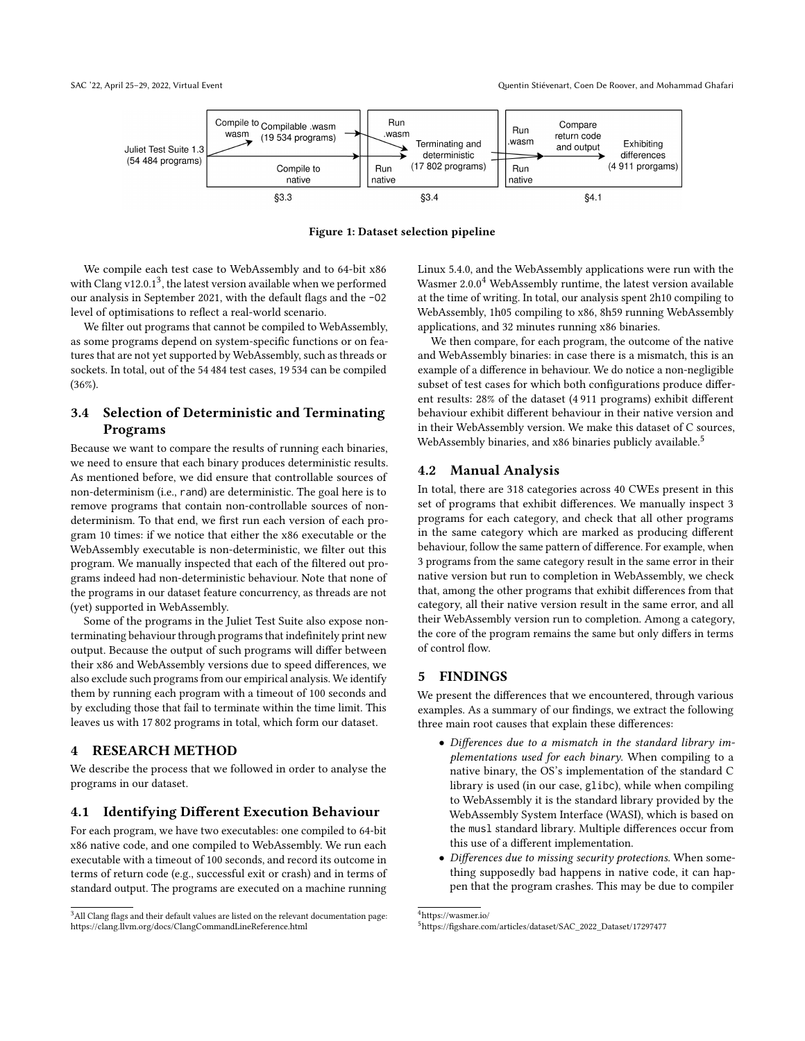Compile to wasm | Compilable .wasm (19 534 programs) | Run .wasm | Run .wasm | Compare return code and output

Juliet Test Suite 1.3 (54 484 programs) | Compile to native | Run native | Terminating and deterministic (17 802 programs) | Run native | Exhibiting differences (4 911 progams)

§3.3 | §3.4 | §4.1

**Figure 1: Dataset selection pipeline**

We compile each test case to WebAssembly and to 64-bit x86 with Clang v12.0.1[3], the latest version available when we performed our analysis in September 2021, with the default flags and the `-O2` level of optimisations to reflect a real-world scenario.

We filter out programs that cannot be compiled to WebAssembly, as some programs depend on system-specific functions or on features that are not yet supported by WebAssembly, such as threads or sockets. In total, out of the 54 484 test cases, 19 534 can be compiled (36%).

## 3.4 Selection of Deterministic and Terminating Programs

Because we want to compare the results of running each binaries, we need to ensure that each binary produces deterministic results. As mentioned before, we did ensure that controllable sources of non-determinism (i.e., `rand`) are deterministic. The goal here is to remove programs that contain non-controllable sources of non-determinism. To that end, we first run each version of each program 10 times: if we notice that either the x86 executable or the WebAssembly executable is non-deterministic, we filter out this program. We manually inspected that each of the filtered out programs indeed had non-deterministic behaviour. Note that none of the programs in our dataset feature concurrency, as threads are not (yet) supported in WebAssembly.

Some of the programs in the Juliet Test Suite also expose non-terminating behaviour through programs that indefinitely print new output. Because the output of such programs will differ between their x86 and WebAssembly versions due to speed differences, we also exclude such programs from our empirical analysis. We identify them by running each program with a timeout of 100 seconds and by excluding those that fail to terminate within the time limit. This leaves us with 17 802 programs in total, which form our dataset.

# 4 RESEARCH METHOD

We describe the process that we followed in order to analyse the programs in our dataset.

## 4.1 Identifying Different Execution Behaviour

For each program, we have two executables: one compiled to 64-bit x86 native code, and one compiled to WebAssembly. We run each executable with a timeout of 10 seconds, and record its outcome in terms of return code (e.g., successful exit or crash) and in terms of standard output. The programs are executed on a machine running Linux 5.4.0, and the WebAssembly applications were run with the Wasmer 2.0.0[4] WebAssembly runtime, the latest version available at the time of writing. In total, our analysis spent 2h10 compiling to WebAssembly, 1h05 compiling to x86, 8h59 running WebAssembly applications, and 32 minutes running x86 binaries.

We then compare, for each program, the outcome of the native and WebAssembly binaries: in case there is a mismatch, this is an example of a difference in behaviour. We do notice a non-negligible subset of test cases for which both configurations produce different results: 28% of the dataset (4 911 programs) exhibit different behaviour exhibit different behaviour in their native version and in their WebAssembly version. We make this dataset of C sources, WebAssembly binaries, and x86 binaries publicly available.[5]

## 4.2 Manual Analysis

In total, there are 318 categories across 40 CWEs present in this set of programs that exhibit differences. We manually inspect 3 programs for each category, and check that all other programs in the same category which are marked as producing different behaviour, follow the same pattern of difference. For example, when 3 programs from the same category result in the same error in their native version but run to completion in WebAssembly, we check that, among the other programs that exhibit differences from that category, all their native version result in the same error, and all their WebAssembly version run to completion. Among a category, the core of the program remains the same but only differs in terms of control flow.

# 5 FINDINGS

We present the differences that we encountered, through various examples. As a summary of our findings, we extract the following three main root causes that explain these differences:

- *Differences due to a mismatch in the standard library implementations used for each binary.* When compiling to a native binary, the OS's implementation of the standard C library is used (in our case, `glibc`), while when compiling to WebAssembly it is the standard library provided by the WebAssembly System Interface (WASI), which is based on the `musl` standard library. Multiple differences occur from this use of a different implementation.
- *Differences due to missing security protections.* When something supposedly bad happens in native code, it can happen that the program crashes. This may be due to compiler

[3] All Clang flags and their default values are listed on the relevant documentation page: https://clang.llvm.org/docs/ClangCommandLineReference.html

[4] https://wasmer.io/

[5] https://figshare.com/articles/dataset/SAC_2022_Dataset/17297477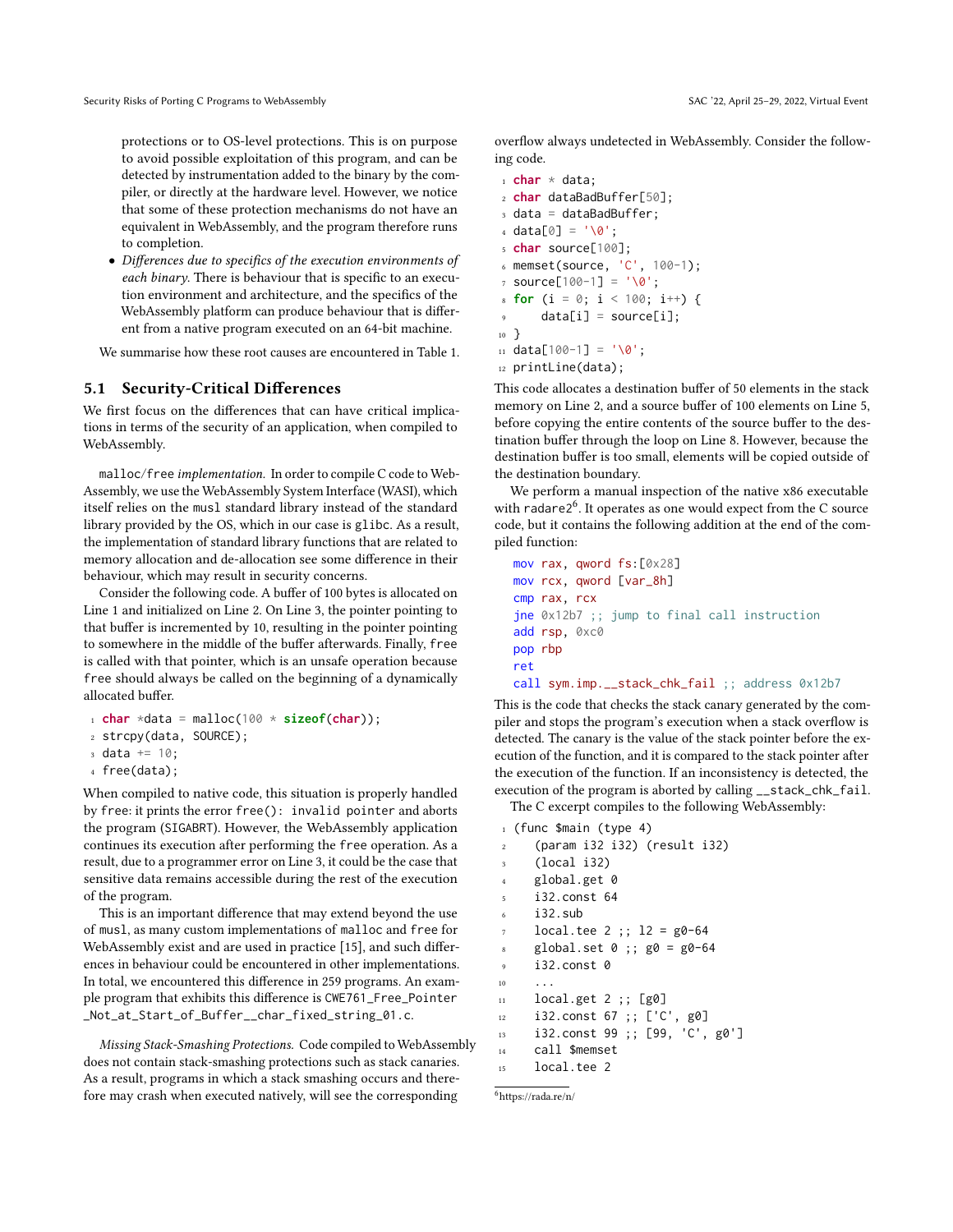protections or to OS-level protections. This is on purpose to avoid possible exploitation of this program, and can be detected by instrumentation added to the binary by the compiler, or directly at the hardware level. However, we notice that some of these protection mechanisms do not have an equivalent in WebAssembly, and the program therefore runs to completion.

- *Differences due to specifics of the execution environments of each binary.* There is behaviour that is specific to an execution environment and architecture, and the specifics of the WebAssembly platform can produce behaviour that is different from a native program executed on an 64-bit machine.

We summarise how these root causes are encountered in Table 1.

## 5.1 Security-Critical Differences

We first focus on the differences that can have critical implications in terms of the security of an application, when compiled to WebAssembly.

malloc/free *implementation.* In order to compile C code to WebAssembly, we use the WebAssembly System Interface (WASI), which itself relies on the musl standard library instead of the standard library provided by the OS, which in our case is glibc. As a result, the implementation of standard library functions that are related to memory allocation and de-allocation see some difference in their behaviour, which may result in security concerns.

Consider the following code. A buffer of 100 bytes is allocated on Line 1 and initialized on Line 2. On Line 3, the pointer pointing to that buffer is incremented by 10, resulting in the pointer pointing to somewhere in the middle of the buffer afterwards. Finally, free is called with that pointer, which is an unsafe operation because free should always be called on the beginning of a dynamically allocated buffer.

```
1 char *data = malloc(100 * sizeof(char));
2 strcpy(data, SOURCE);
3 data += 10;
4 free(data);
```

When compiled to native code, this situation is properly handled by free: it prints the error `free(): invalid pointer` and aborts the program (SIGABRT). However, the WebAssembly application continues its execution after performing the free operation. As a result, due to a programmer error on Line 3, it could be the case that sensitive data remains accessible during the rest of the execution of the program.

This is an important difference that may extend beyond the use of musl, as many custom implementations of malloc and free for WebAssembly exist and are used in practice [15], and such differences in behaviour could be encountered in other implementations. In total, we encountered this difference in 259 programs. An example program that exhibits this difference is CWE761_Free_Pointer_Not_at_Start_of_Buffer__char_fixed_string_01.c.

*Missing Stack-Smashing Protections.* Code compiled to WebAssembly does not contain stack-smashing protections such as stack canaries. As a result, programs in which a stack smashing occurs and therefore may crash when executed natively, will see the corresponding overflow always undetected in WebAssembly. Consider the following code.

```
1 char * data;
2 char dataBadBuffer[50];
3 data = dataBadBuffer;
4 data[0] = '\0';
5 char source[100];
6 memset(source, 'C', 100-1);
7 source[100-1] = '\0';
8 for (i = 0; i < 100; i++) {
9     data[i] = source[i];
10 }
11 data[100-1] = '\0';
12 printLine(data);
```

This code allocates a destination buffer of 50 elements in the stack memory on Line 2, and a source buffer of 100 elements on Line 5, before copying the entire contents of the source buffer to the destination buffer through the loop on Line 8. However, because the destination buffer is too small, elements will be copied outside of the destination boundary.

We perform a manual inspection of the native x86 executable with radare2[6]. It operates as one would expect from the C source code, but it contains the following addition at the end of the compiled function:

```
mov rax, qword fs:[0x28]
mov rcx, qword [var_8h]
cmp rax, rcx
jne 0x12b7 ;; jump to final call instruction
add rsp, 0xc0
pop rbp
ret
call sym.imp.__stack_chk_fail ;; address 0x12b7
```

This is the code that checks the stack canary generated by the compiler and stops the program's execution when a stack overflow is detected. The canary is the value of the stack pointer before the execution of the function, and it is compared to the stack pointer after the execution of the function. If an inconsistency is detected, the execution of the program is aborted by calling `__stack_chk_fail`.

The C excerpt compiles to the following WebAssembly:

```
1 (func $main (type 4)
2   (param i32 i32) (result i32)
3   (local i32)
4   global.get 0
5   i32.const 64
6   i32.sub
7   local.tee 2 ;; l2 = g0-64
8   global.set 0 ;; g0 = g0-64
9   i32.const 0
10  ...
11  local.get 2 ;; [g0]
12  i32.const 67 ;; ['C', g0]
13  i32.const 99 ;; [99, 'C', g0']
14  call $memset
15  local.tee 2
```

[6] https://rada.re/n/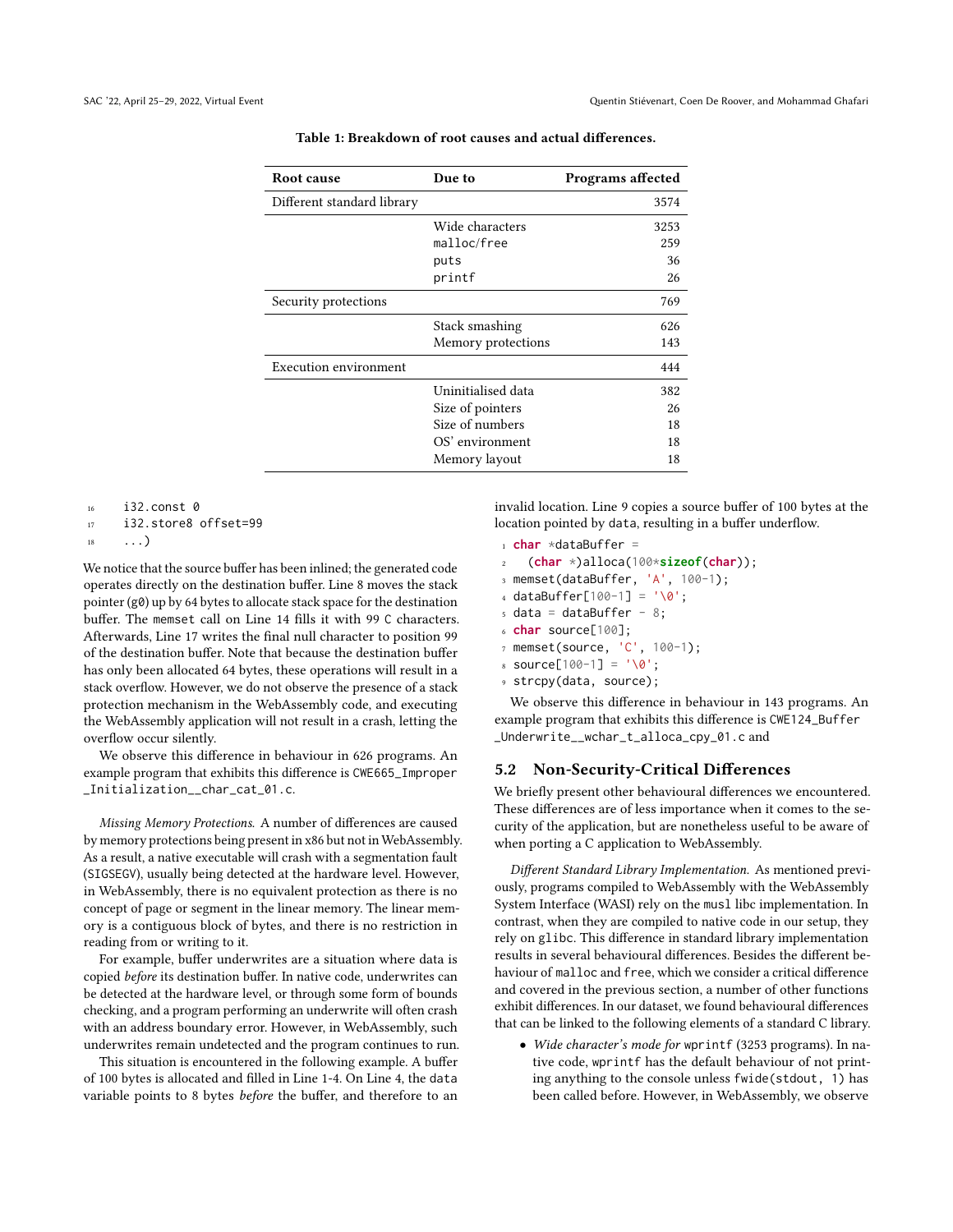Table 1: Breakdown of root causes and actual differences.

| Root cause | Due to | Programs affected |
|---|---|---|
| Different standard library | | 3574 |
| | Wide characters | 3253 |
| | malloc/free | 259 |
| | puts | 36 |
| | printf | 26 |
| Security protections | | 769 |
| | Stack smashing | 626 |
| | Memory protections | 143 |
| Execution environment | | 444 |
| | Uninitialised data | 382 |
| | Size of pointers | 26 |
| | Size of numbers | 18 |
| | OS' environment | 18 |
| | Memory layout | 18 |

```
16    i32.const 0
17    i32.store8 offset=99
18    ...)
```

We notice that the source buffer has been inlined; the generated code operates directly on the destination buffer. Line 8 moves the stack pointer (g0) up by 64 bytes to allocate stack space for the destination buffer. The memset call on Line 14 fills it with 99 C characters. Afterwards, Line 17 writes the final null character to position 99 of the destination buffer. Note that because the destination buffer has only been allocated 64 bytes, these operations will result in a stack overflow. However, we do not observe the presence of a stack protection mechanism in the WebAssembly code, and executing the WebAssembly application will not result in a crash, letting the overflow occur silently.

We observe this difference in behaviour in 626 programs. An example program that exhibits this difference is CWE665_Improper_Initialization__char_cat_01.c.

*Missing Memory Protections.* A number of differences are caused by memory protections being present in x86 but not in WebAssembly. As a result, a native executable will crash with a segmentation fault (SIGSEGV), usually being detected at the hardware level. However, in WebAssembly, there is no equivalent protection as there is no concept of page or segment in the linear memory. The linear memory is a contiguous block of bytes, and there is no restriction in reading from or writing to it.

For example, buffer underwrites are a situation where data is copied *before* its destination buffer. In native code, underwrites can be detected at the hardware level, or through some form of bounds checking, and a program performing an underwrite will often crash with an address boundary error. However, in WebAssembly, such underwrites remain undetected and the program continues to run.

This situation is encountered in the following example. A buffer of 100 bytes is allocated and filled in Line 1-4. On Line 4, the data variable points to 8 bytes *before* the buffer, and therefore to an invalid location. Line 9 copies a source buffer of 100 bytes at the location pointed by data, resulting in a buffer underflow.

```
1 char *dataBuffer =
2   (char *)alloca(100*sizeof(char));
3 memset(dataBuffer, 'A', 100-1);
4 dataBuffer[100-1] = '\0';
5 data = dataBuffer - 8;
6 char source[100];
7 memset(source, 'C', 100-1);
8 source[100-1] = '\0';
9 strcpy(data, source);
```

We observe this difference in behaviour in 143 programs. An example program that exhibits this difference is CWE124_Buffer_Underwrite__wchar_t_alloca_cpy_01.c and

## 5.2 Non-Security-Critical Differences

We briefly present other behavioural differences we encountered. These differences are of less importance when it comes to the security of the application, but are nonetheless useful to be aware of when porting a C application to WebAssembly.

*Different Standard Library Implementation.* As mentioned previously, programs compiled to WebAssembly with the WebAssembly System Interface (WASI) rely on the musl libc implementation. In contrast, when they are compiled to native code in our setup, they rely on glibc. This difference in standard library implementation results in several behavioural differences. Besides the different behaviour of malloc and free, which we consider a critical difference and covered in the previous section, a number of other functions exhibit differences. In our dataset, we found behavioural differences that can be linked to the following elements of a standard C library.

- *Wide character's mode for* wprintf (3253 programs). In native code, wprintf has the default behaviour of not printing anything to the console unless fwide(stdout, 1) has been called before. However, in WebAssembly, we observe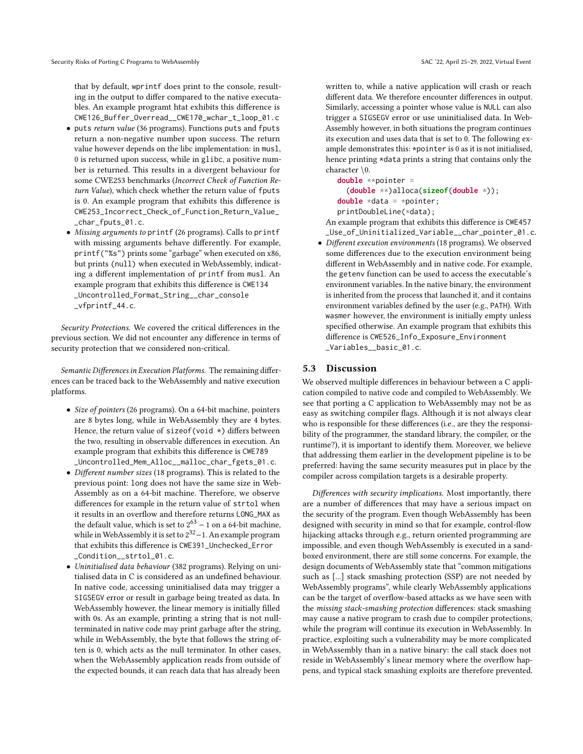that by default, wprintf does print to the console, resulting in the output to differ compared to the native executables. An example programt htat exhibits this difference is CWE126_Buffer_Overread__CWE170_wchar_t_loop_01.c

- puts *return value* (36 programs). Functions puts and fputs return a non-negative number upon success. The return value however depends on the libc implementation: in musl, 0 is returned upon success, while in glibc, a positive number is returned. This results in a divergent behaviour for some CWE253 benchmarks (*Incorrect Check of Function Return Value*), which check whether the return value of fputs is 0. An example program that exhibits this difference is CWE253_Incorrect_Check_of_Function_Return_Value__char_fputs_01.c.
- *Missing arguments to* printf (26 programs). Calls to printf with missing arguments behave differently. For example, printf("%s") prints some "garbage" when executed on x86, but prints (null) when executed in WebAssembly, indicating a different implementation of printf from musl. An example program that exhibits this difference is CWE134_Uncontrolled_Format_String__char_console_vfprintf_44.c.

*Security Protections.* We covered the critical differences in the previous section. We did not encounter any difference in terms of security protection that we considered non-critical.

*Semantic Differences in Execution Platforms.* The remaining differences can be traced back to the WebAssembly and native execution platforms.

- *Size of pointers* (26 programs). On a 64-bit machine, pointers are 8 bytes long, while in WebAssembly they are 4 bytes. Hence, the return value of sizeof(void *) differs between the two, resulting in observable differences in execution. An example program that exhibits this difference is CWE789_Uncontrolled_Mem_Alloc__malloc_char_fgets_01.c.
- *Different number sizes* (18 programs). This is related to the previous point: long does not have the same size in WebAssembly as on a 64-bit machine. Therefore, we observe differences for example in the return value of strtol when it results in an overflow and therefore returns LONG_MAX as the default value, which is set to $2^{63} - 1$ on a 64-bit machine, while in WebAssembly it is set to $2^{32} - 1$. An example program that exhibits this difference is CWE391_Unchecked_Error_Condition__strtol_01.c.
- *Uninitialised data behaviour* (382 programs). Relying on uninitialised data in C is considered as an undefined behaviour. In native code, accessing uninitialised data may trigger a SIGSEGV error or result in garbage being treated as data. In WebAssembly however, the linear memory is initially filled with 0s. As an example, printing a string that is not null-terminated in native code may print garbage after the string, while in WebAssembly, the byte that follows the string often is 0, which acts as the null terminator. In other cases, when the WebAssembly application reads from outside of the expected bounds, it can reach data that has already been written to, while a native application will crash or reach different data. We therefore encounter differences in output. Similarly, accessing a pointer whose value is NULL can also trigger a SIGSEGV error or use uninitialised data. In WebAssembly however, in both situations the program continues its execution and uses data that is set to 0. The following example demonstrates this: *pointer is 0 as it is not initialised, hence printing *data prints a string that contains only the character \0.

```
double **pointer =
  (double **)alloca(sizeof(double *));
double *data = *pointer;
printDoubleLine(*data);
```

An example program that exhibits this difference is CWE457_Use_of_Uninitialized_Variable__char_pointer_01.c.

- *Different execution environments* (18 programs). We observed some differences due to the execution environment being different in WebAssembly and in native code. For example, the getenv function can be used to access the executable's environment variables. In the native binary, the environment is inherited from the process that launched it, and it contains environment variables defined by the user (e.g., PATH). With wasmer however, the environment is initially empty unless specified otherwise. An example program that exhibits this difference is CWE526_Info_Exposure_Environment_Variables__basic_01.c.

## 5.3 Discussion

We observed multiple differences in behaviour between a C application compiled to native code and compiled to WebAssembly. We see that porting a C application to WebAssembly may not be as easy as switching compiler flags. Although it is not always clear who is responsible for these differences (i.e., are they the responsibility of the programmer, the standard library, the compiler, or the runtime?), it is important to identify them. Moreover, we believe that addressing them earlier in the development pipeline is to be preferred: having the same security measures put in place by the compiler across compilation targets is a desirable property.

*Differences with security implications.* Most importantly, there are a number of differences that may have a serious impact on the security of the program. Even though WebAssembly has been designed with security in mind so that for example, control-flow hijacking attacks through e.g., return oriented programming are impossible, and even though WebAssembly is executed in a sandboxed environment, there are still some concerns. For example, the design documents of WebAssembly state that "common mitigations such as [...] stack smashing protection (SSP) are not needed by WebAssembly programs", while clearly WebAssembly applications can be the target of overflow-based attacks as we have seen with the *missing stack-smashing protection* differences: stack smashing may cause a native program to crash due to compiler protections, while the program will continue its execution in WebAssembly. In practice, exploiting such a vulnerability may be more complicated in WebAssembly than in a native binary: the call stack does not reside in WebAssembly's linear memory where the overflow happens, and typical stack smashing exploits are therefore prevented.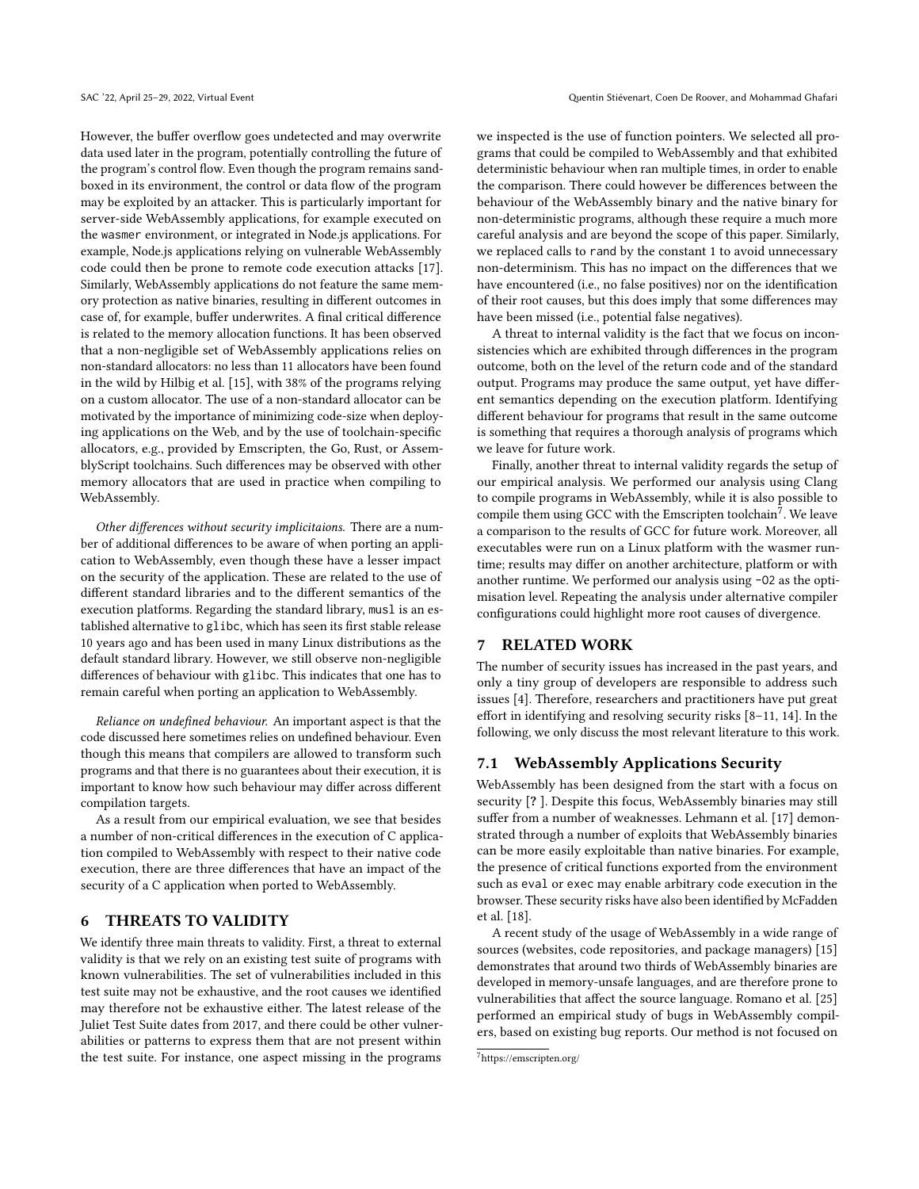However, the buffer overflow goes undetected and may overwrite data used later in the program, potentially controlling the future of the program's control flow. Even though the program remains sandboxed in its environment, the control or data flow of the program may be exploited by an attacker. This is particularly important for server-side WebAssembly applications, for example executed on the `wasmer` environment, or integrated in Node.js applications. For example, Node.js applications relying on vulnerable WebAssembly code could then be prone to remote code execution attacks [17]. Similarly, WebAssembly applications do not feature the same memory protection as native binaries, resulting in different outcomes in case of, for example, buffer underwrites. A final critical difference is related to the memory allocation functions. It has been observed that a non-negligible set of WebAssembly applications relies on non-standard allocators: no less than 11 allocators have been found in the wild by Hilbig et al. [15], with 38% of the programs relying on a custom allocator. The use of a non-standard allocator can be motivated by the importance of minimizing code-size when deploying applications on the Web, and by the use of toolchain-specific allocators, e.g., provided by Emscripten, the Go, Rust, or AssemblyScript toolchains. Such differences may be observed with other memory allocators that are used in practice when compiling to WebAssembly.

*Other differences without security implicitaions.* There are a number of additional differences to be aware of when porting an application to WebAssembly, even though these have a lesser impact on the security of the application. These are related to the use of different standard libraries and to the different semantics of the execution platforms. Regarding the standard library, `musl` is an established alternative to `glibc`, which has seen its first stable release 10 years ago and has been used in many Linux distributions as the default standard library. However, we still observe non-negligible differences of behaviour with `glibc`. This indicates that one has to remain careful when porting an application to WebAssembly.

*Reliance on undefined behaviour.* An important aspect is that the code discussed here sometimes relies on undefined behaviour. Even though this means that compilers are allowed to transform such programs and that there is no guarantees about their execution, it is important to know how such behaviour may differ across different compilation targets.

As a result from our empirical evaluation, we see that besides a number of non-critical differences in the execution of C application compiled to WebAssembly with respect to their native code execution, there are three differences that have an impact of the security of a C application when ported to WebAssembly.

## 6 THREATS TO VALIDITY

We identify three main threats to validity. First, a threat to external validity is that we rely on an existing test suite of programs with known vulnerabilities. The set of vulnerabilities included in this test suite may not be exhaustive, and the root causes we identified may therefore not be exhaustive either. The latest release of the Juliet Test Suite dates from 2017, and there could be other vulnerabilities or patterns to express them that are not present within the test suite. For instance, one aspect missing in the programs we inspected is the use of function pointers. We selected all programs that could be compiled to WebAssembly and that exhibited deterministic behaviour when ran multiple times, in order to enable the comparison. There could however be differences between the behaviour of the WebAssembly binary and the native binary for non-deterministic programs, although these require a much more careful analysis and are beyond the scope of this paper. Similarly, we replaced calls to `rand` by the constant `1` to avoid unnecessary non-determinism. This has no impact on the differences that we have encountered (i.e., no false positives) nor on the identification of their root causes, but this does imply that some differences may have been missed (i.e., potential false negatives).

A threat to internal validity is the fact that we focus on inconsistencies which are exhibited through differences in the program outcome, both on the level of the return code and of the standard output. Programs may produce the same output, yet have different semantics depending on the execution platform. Identifying different behaviour for programs that result in the same outcome is something that requires a thorough analysis of programs which we leave for future work.

Finally, another threat to internal validity regards the setup of our empirical analysis. We performed our analysis using Clang to compile programs in WebAssembly, while it is also possible to compile them using GCC with the Emscripten toolchain[7]. We leave a comparison to the results of GCC for future work. Moreover, all executables were run on a Linux platform with the wasmer runtime; results may differ on another architecture, platform or with another runtime. We performed our analysis using `-O2` as the optimisation level. Repeating the analysis under alternative compiler configurations could highlight more root causes of divergence.

## 7 RELATED WORK

The number of security issues has increased in the past years, and only a tiny group of developers are responsible to address such issues [4]. Therefore, researchers and practitioners have put great effort in identifying and resolving security risks [8–11, 14]. In the following, we only discuss the most relevant literature to this work.

### 7.1 WebAssembly Applications Security

WebAssembly has been designed from the start with a focus on security [? ]. Despite this focus, WebAssembly binaries may still suffer from a number of weaknesses. Lehmann et al. [17] demonstrated through a number of exploits that WebAssembly binaries can be more easily exploitable than native binaries. For example, the presence of critical functions exported from the environment such as `eval` or `exec` may enable arbitrary code execution in the browser. These security risks have also been identified by McFadden et al. [18].

A recent study of the usage of WebAssembly in a wide range of sources (websites, code repositories, and package managers) [15] demonstrates that around two thirds of WebAssembly binaries are developed in memory-unsafe languages, and are therefore prone to vulnerabilities that affect the source language. Romano et al. [25] performed an empirical study of bugs in WebAssembly compilers, based on existing bug reports. Our method is not focused on

[7] https://emscripten.org/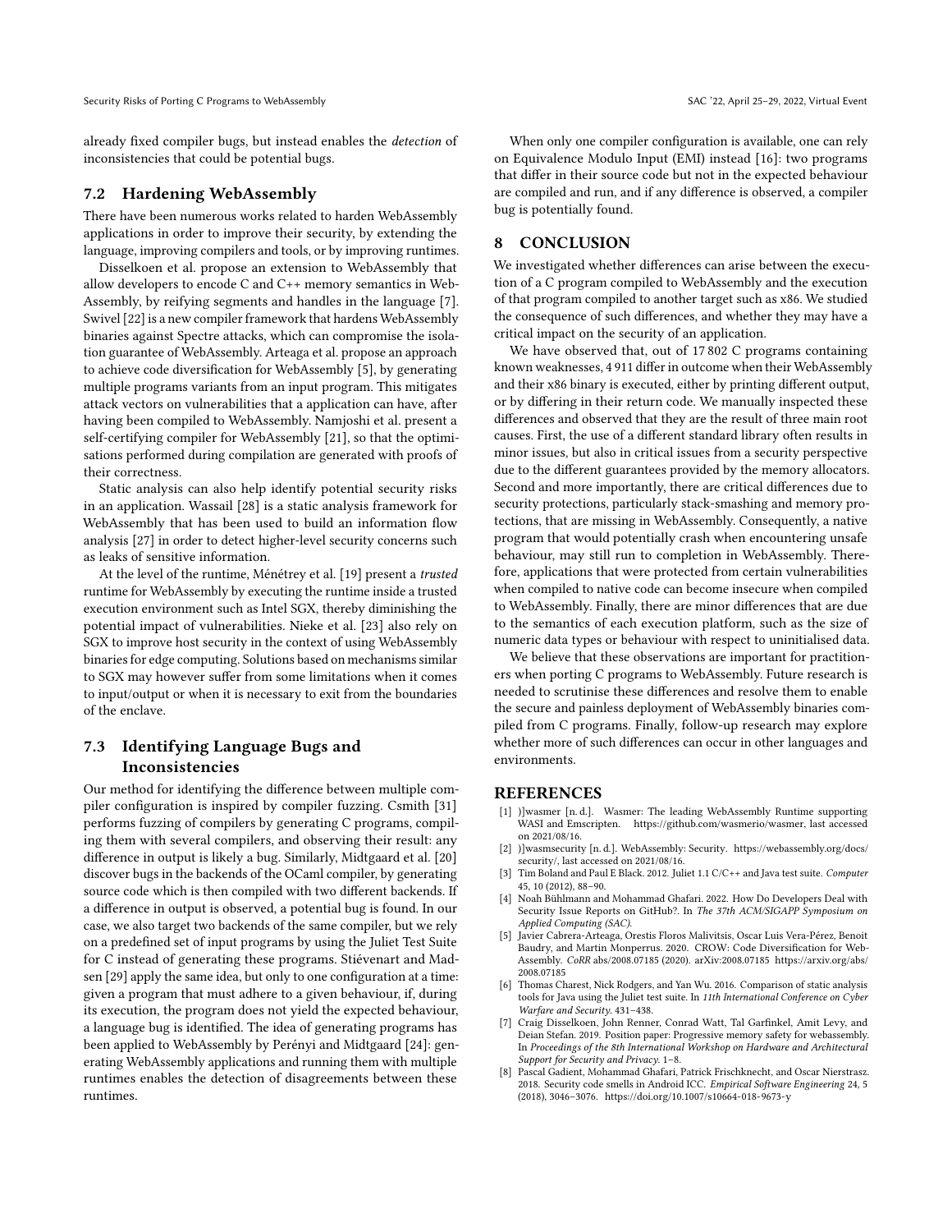already fixed compiler bugs, but instead enables the *detection* of inconsistencies that could be potential bugs.

## 7.2 Hardening WebAssembly

There have been numerous works related to harden WebAssembly applications in order to improve their security, by extending the language, improving compilers and tools, or by improving runtimes.

Disselkoen et al. propose an extension to WebAssembly that allow developers to encode C and C++ memory semantics in WebAssembly, by reifying segments and handles in the language [7]. Swivel [22] is a new compiler framework that hardens WebAssembly binaries against Spectre attacks, which can compromise the isolation guarantee of WebAssembly. Arteaga et al. propose an approach to achieve code diversification for WebAssembly [5], by generating multiple programs variants from an input program. This mitigates attack vectors on vulnerabilities that a application can have, after having been compiled to WebAssembly. Namjoshi et al. present a self-certifying compiler for WebAssembly [21], so that the optimisations performed during compilation are generated with proofs of their correctness.

Static analysis can also help identify potential security risks in an application. Wassail [28] is a static analysis framework for WebAssembly that has been used to build an information flow analysis [27] in order to detect higher-level security concerns such as leaks of sensitive information.

At the level of the runtime, Ménétrey et al. [19] present a *trusted* runtime for WebAssembly by executing the runtime inside a trusted execution environment such as Intel SGX, thereby diminishing the potential impact of vulnerabilities. Nieke et al. [23] also rely on SGX to improve host security in the context of using WebAssembly binaries for edge computing. Solutions based on mechanisms similar to SGX may however suffer from some limitations when it comes to input/output or when it is necessary to exit from the boundaries of the enclave.

## 7.3 Identifying Language Bugs and Inconsistencies

Our method for identifying the difference between multiple compiler configuration is inspired by compiler fuzzing. Csmith [31] performs fuzzing of compilers by generating C programs, compiling them with several compilers, and observing their result: any difference in output is likely a bug. Similarly, Midtgaard et al. [20] discover bugs in the backends of the OCaml compiler, by generating source code which is then compiled with two different backends. If a difference in output is observed, a potential bug is found. In our case, we also target two backends of the same compiler, but we rely on a predefined set of input programs by using the Juliet Test Suite for C instead of generating these programs. Stiévenart and Madsen [29] apply the same idea, but only to one configuration at a time: given a program that must adhere to a given behaviour, if, during its execution, the program does not yield the expected behaviour, a language bug is identified. The idea of generating programs has been applied to WebAssembly by Perényi and Midtgaard [24]: generating WebAssembly applications and running them with multiple runtimes enables the detection of disagreements between these runtimes.

When only one compiler configuration is available, one can rely on Equivalence Modulo Input (EMI) instead [16]: two programs that differ in their source code but not in the expected behaviour are compiled and run, and if any difference is observed, a compiler bug is potentially found.

# 8 CONCLUSION

We investigated whether differences can arise between the execution of a C program compiled to WebAssembly and the execution of that program compiled to another target such as x86. We studied the consequence of such differences, and whether they may have a critical impact on the security of an application.

We have observed that, out of 17 802 C programs containing known weaknesses, 4 911 differ in outcome when their WebAssembly and their x86 binary is executed, either by printing different output, or by differing in their return code. We manually inspected these differences and observed that they are the result of three main root causes. First, the use of a different standard library often results in minor issues, but also in critical issues from a security perspective due to the different guarantees provided by the memory allocators. Second and more importantly, there are critical differences due to security protections, particularly stack-smashing and memory protections, that are missing in WebAssembly. Consequently, a native program that would potentially crash when encountering unsafe behaviour, may still run to completion in WebAssembly. Therefore, applications that were protected from certain vulnerabilities when compiled to native code can become insecure when compiled to WebAssembly. Finally, there are minor differences that are due to the semantics of each execution platform, such as the size of numeric data types or behaviour with respect to uninitialised data.

We believe that these observations are important for practitioners when porting C programs to WebAssembly. Future research is needed to scrutinise these differences and resolve them to enable the secure and painless deployment of WebAssembly binaries compiled from C programs. Finally, follow-up research may explore whether more of such differences can occur in other languages and environments.

# REFERENCES

[1] )]wasmer [n. d.]. Wasmer: The leading WebAssembly Runtime supporting WASI and Emscripten. https://github.com/wasmerio/wasmer, last accessed on 2021/08/16.

[2] )]wasmsecurity [n. d.]. WebAssembly: Security. https://webassembly.org/docs/security/, last accessed on 2021/08/16.

[3] Tim Boland and Paul E Black. 2012. Juliet 1.1 C/C++ and Java test suite. *Computer* 45, 10 (2012), 88–90.

[4] Noah Bühlmann and Mohammad Ghafari. 2022. How Do Developers Deal with Security Issue Reports on GitHub?. In *The 37th ACM/SIGAPP Symposium on Applied Computing (SAC)*.

[5] Javier Cabrera-Arteaga, Orestis Floros Malivitsis, Oscar Luis Vera-Pérez, Benoit Baudry, and Martin Monperrus. 2020. CROW: Code Diversification for WebAssembly. *CoRR* abs/2008.07185 (2020). arXiv:2008.07185 https://arxiv.org/abs/2008.07185

[6] Thomas Charest, Nick Rodgers, and Yan Wu. 2016. Comparison of static analysis tools for Java using the Juliet test suite. In *11th International Conference on Cyber Warfare and Security*. 431–438.

[7] Craig Disselkoen, John Renner, Conrad Watt, Tal Garfinkel, Amit Levy, and Deian Stefan. 2019. Position paper: Progressive memory safety for webassembly. In *Proceedings of the 8th International Workshop on Hardware and Architectural Support for Security and Privacy*. 1–8.

[8] Pascal Gadient, Mohammad Ghafari, Patrick Frischknecht, and Oscar Nierstrasz. 2018. Security code smells in Android ICC. *Empirical Software Engineering* 24, 5 (2018), 3046–3076. https://doi.org/10.1007/s10664-018-9673-y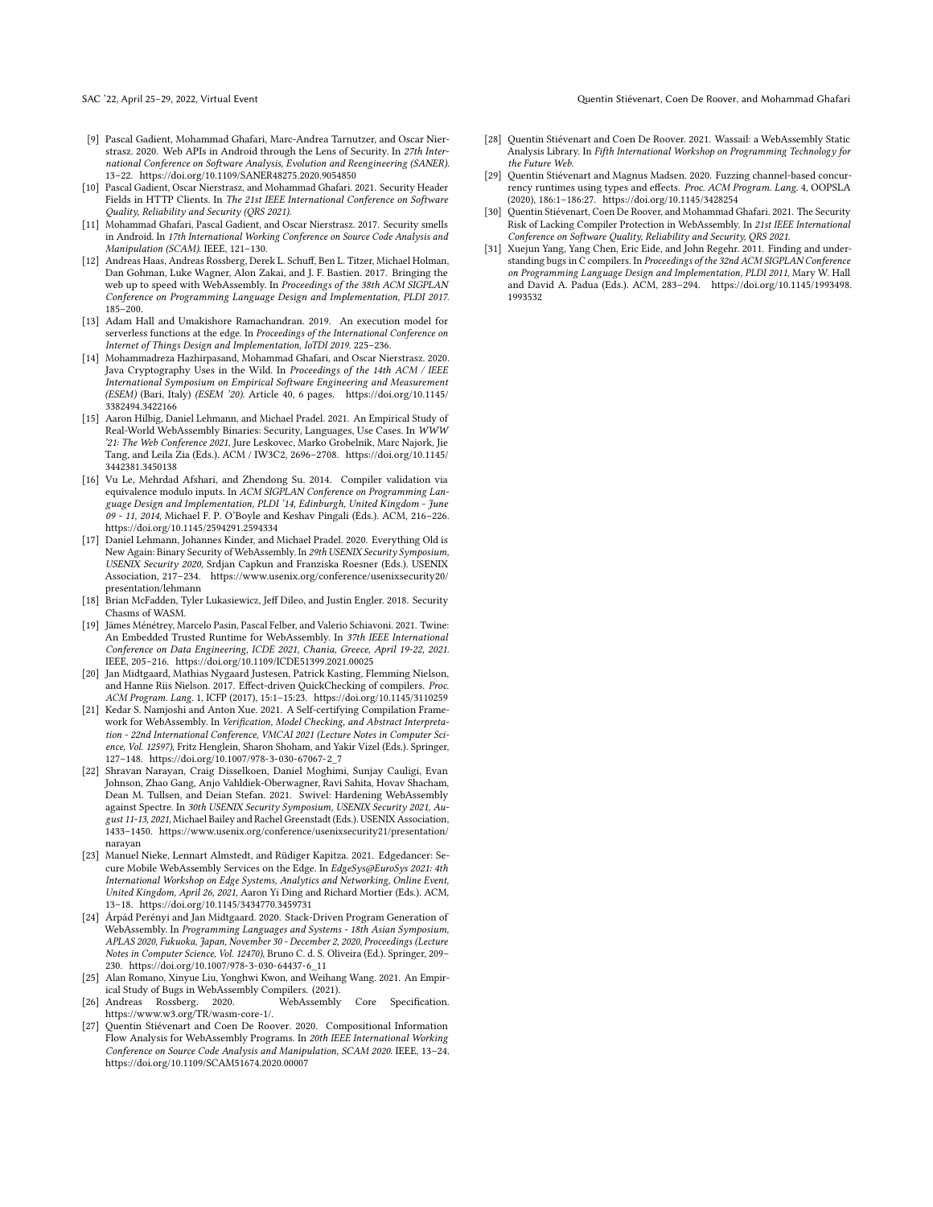[9] Pascal Gadient, Mohammad Ghafari, Marc-Andrea Tarnutzer, and Oscar Nierstrasz. 2020. Web APIs in Android through the Lens of Security. In *27th International Conference on Software Analysis, Evolution and Reengineering (SANER)*. 13–22. https://doi.org/10.1109/SANER48275.2020.9054850

[10] Pascal Gadient, Oscar Nierstrasz, and Mohammad Ghafari. 2021. Security Header Fields in HTTP Clients. In *The 21st IEEE International Conference on Software Quality, Reliability and Security (QRS 2021)*.

[11] Mohammad Ghafari, Pascal Gadient, and Oscar Nierstrasz. 2017. Security smells in Android. In *17th International Working Conference on Source Code Analysis and Manipulation (SCAM)*. IEEE, 121–130.

[12] Andreas Haas, Andreas Rossberg, Derek L. Schuff, Ben L. Titzer, Michael Holman, Dan Gohman, Luke Wagner, Alon Zakai, and J. F. Bastien. 2017. Bringing the web up to speed with WebAssembly. In *Proceedings of the 38th ACM SIGPLAN Conference on Programming Language Design and Implementation, PLDI 2017*. 185–200.

[13] Adam Hall and Umakishore Ramachandran. 2019. An execution model for serverless functions at the edge. In *Proceedings of the International Conference on Internet of Things Design and Implementation, IoTDI 2019*. 225–236.

[14] Mohammadreza Hazhirpasand, Mohammad Ghafari, and Oscar Nierstrasz. 2020. Java Cryptography Uses in the Wild. In *Proceedings of the 14th ACM / IEEE International Symposium on Empirical Software Engineering and Measurement (ESEM)* (Bari, Italy) *(ESEM '20)*. Article 40, 6 pages. https://doi.org/10.1145/3382494.3422166

[15] Aaron Hilbig, Daniel Lehmann, and Michael Pradel. 2021. An Empirical Study of Real-World WebAssembly Binaries: Security, Languages, Use Cases. In *WWW '21: The Web Conference 2021*, Jure Leskovec, Marko Grobelnik, Marc Najork, Jie Tang, and Leila Zia (Eds.). ACM / IW3C2, 2696–2708. https://doi.org/10.1145/3442381.3450138

[16] Vu Le, Mehrdad Afshari, and Zhendong Su. 2014. Compiler validation via equivalence modulo inputs. In *ACM SIGPLAN Conference on Programming Language Design and Implementation, PLDI '14, Edinburgh, United Kingdom - June 09 - 11, 2014*, Michael F. P. O'Boyle and Keshav Pingali (Eds.). ACM, 216–226. https://doi.org/10.1145/2594291.2594334

[17] Daniel Lehmann, Johannes Kinder, and Michael Pradel. 2020. Everything Old is New Again: Binary Security of WebAssembly. In *29th USENIX Security Symposium, USENIX Security 2020*, Srdjan Capkun and Franziska Roesner (Eds.). USENIX Association, 217–234. https://www.usenix.org/conference/usenixsecurity20/presentation/lehmann

[18] Brian McFadden, Tyler Lukasiewicz, Jeff Dileo, and Justin Engler. 2018. Security Chasms of WASM.

[19] Jämes Ménétrey, Marcelo Pasin, Pascal Felber, and Valerio Schiavoni. 2021. Twine: An Embedded Trusted Runtime for WebAssembly. In *37th IEEE International Conference on Data Engineering, ICDE 2021, Chania, Greece, April 19-22, 2021*. IEEE, 205–216. https://doi.org/10.1109/ICDE51399.2021.00025

[20] Jan Midtgaard, Mathias Nygaard Justesen, Patrick Kasting, Flemming Nielson, and Hanne Riis Nielson. 2017. Effect-driven QuickChecking of compilers. *Proc. ACM Program. Lang.* 1, ICFP (2017), 15:1–15:23. https://doi.org/10.1145/3110259

[21] Kedar S. Namjoshi and Anton Xue. 2021. A Self-certifying Compilation Framework for WebAssembly. In *Verification, Model Checking, and Abstract Interpretation - 22nd International Conference, VMCAI 2021 (Lecture Notes in Computer Science, Vol. 12597)*, Fritz Henglein, Sharon Shoham, and Yakir Vizel (Eds.). Springer, 127–148. https://doi.org/10.1007/978-3-030-67067-2_7

[22] Shravan Narayan, Craig Disselkoen, Daniel Moghimi, Sunjay Cauligi, Evan Johnson, Zhao Gang, Anjo Vahldiek-Oberwagner, Ravi Sahita, Hovav Shacham, Dean M. Tullsen, and Deian Stefan. 2021. Swivel: Hardening WebAssembly against Spectre. In *30th USENIX Security Symposium, USENIX Security 2021, August 11-13, 2021*, Michael Bailey and Rachel Greenstadt (Eds.). USENIX Association, 1433–1450. https://www.usenix.org/conference/usenixsecurity21/presentation/narayan

[23] Manuel Nieke, Lennart Almstedt, and Rüdiger Kapitza. 2021. Edgedancer: Secure Mobile WebAssembly Services on the Edge. In *EdgeSys@EuroSys 2021: 4th International Workshop on Edge Systems, Analytics and Networking, Online Event, United Kingdom, April 26, 2021*, Aaron Yi Ding and Richard Mortier (Eds.). ACM, 13–18. https://doi.org/10.1145/3434770.3459731

[24] Árpád Perényi and Jan Midtgaard. 2020. Stack-Driven Program Generation of WebAssembly. In *Programming Languages and Systems - 18th Asian Symposium, APLAS 2020, Fukuoka, Japan, November 30 - December 2, 2020, Proceedings (Lecture Notes in Computer Science, Vol. 12470)*, Bruno C. d. S. Oliveira (Ed.). Springer, 209–230. https://doi.org/10.1007/978-3-030-64437-6_11

[25] Alan Romano, Xinyue Liu, Yonghwi Kwon, and Weihang Wang. 2021. An Empirical Study of Bugs in WebAssembly Compilers. (2021).

[26] Andreas Rossberg. 2020. WebAssembly Core Specification. https://www.w3.org/TR/wasm-core-1/.

[27] Quentin Stiévenart and Coen De Roover. 2020. Compositional Information Flow Analysis for WebAssembly Programs. In *20th IEEE International Working Conference on Source Code Analysis and Manipulation, SCAM 2020*. IEEE, 13–24. https://doi.org/10.1109/SCAM51674.2020.00007

[28] Quentin Stiévenart and Coen De Roover. 2021. Wassail: a WebAssembly Static Analysis Library. In *Fifth International Workshop on Programming Technology for the Future Web*.

[29] Quentin Stiévenart and Magnus Madsen. 2020. Fuzzing channel-based concurrency runtimes using types and effects. *Proc. ACM Program. Lang.* 4, OOPSLA (2020), 186:1–186:27. https://doi.org/10.1145/3428254

[30] Quentin Stiévenart, Coen De Roover, and Mohammad Ghafari. 2021. The Security Risk of Lacking Compiler Protection in WebAssembly. In *21st IEEE International Conference on Software Quality, Reliability and Security, QRS 2021*.

[31] Xuejun Yang, Yang Chen, Eric Eide, and John Regehr. 2011. Finding and understanding bugs in C compilers. In *Proceedings of the 32nd ACM SIGPLAN Conference on Programming Language Design and Implementation, PLDI 2011*, Mary W. Hall and David A. Padua (Eds.). ACM, 283–294. https://doi.org/10.1145/1993498.1993532